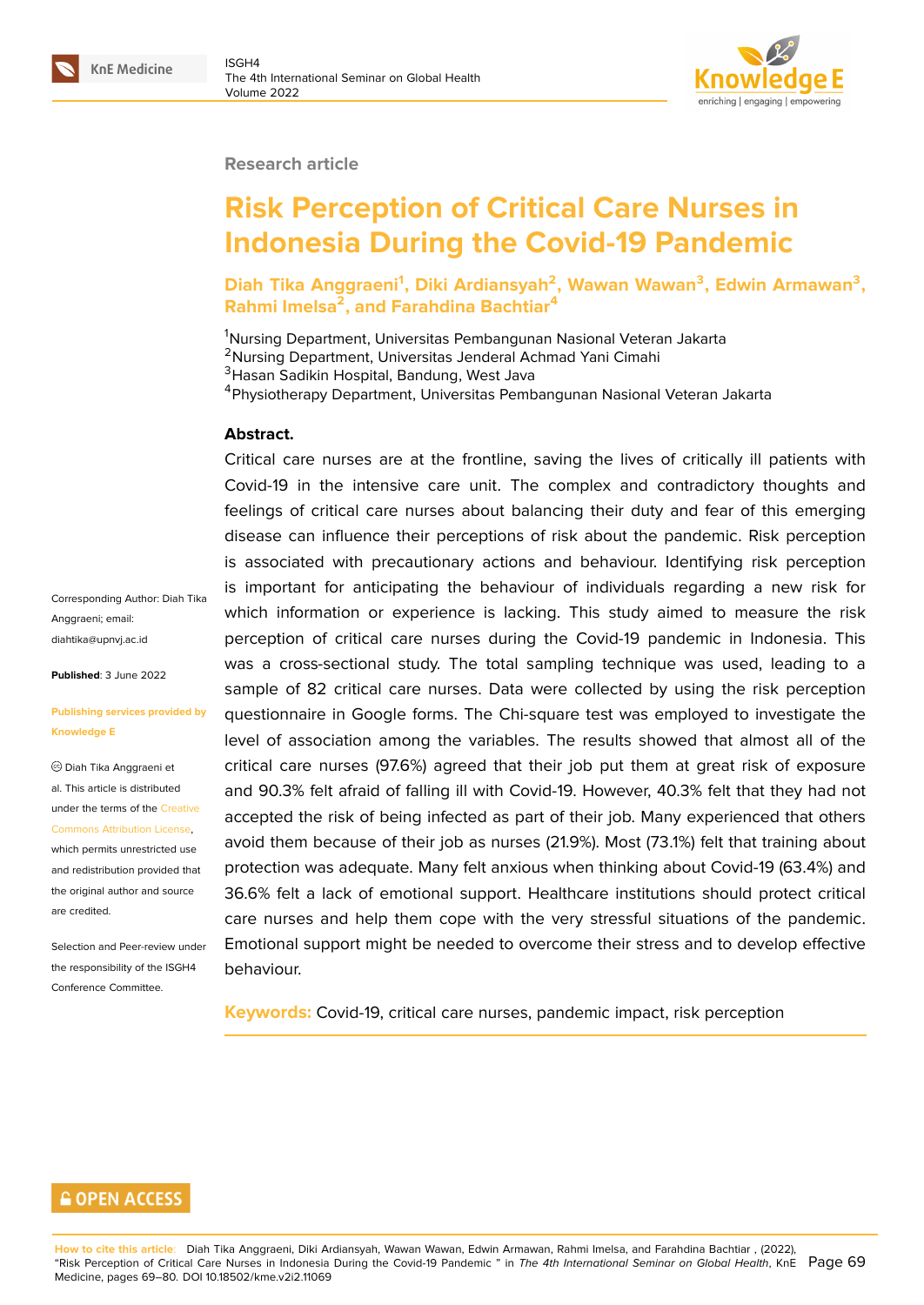Research article

# Risk Perception of Critical Care Nurses in Indonesia During the Covid-19 Pandemic

**Diah Tika Anggraeni[1], Diki Ardiansyah[2], Wawan Wawan[3], Edwin Armawan[3], Rahmi Imelsa[2], and Farahdina Bachtiar[4]**

[1]Nursing Department, Universitas Pembangunan Nasional Veteran Jakarta
[2]Nursing Department, Universitas Jenderal Achmad Yani Cimahi
[3]Hasan Sadikin Hospital, Bandung, West Java
[4]Physiotherapy Department, Universitas Pembangunan Nasional Veteran Jakarta

**Abstract.**
Critical care nurses are at the frontline, saving the lives of critically ill patients with Covid-19 in the intensive care unit. The complex and contradictory thoughts and feelings of critical care nurses about balancing their duty and fear of this emerging disease can influence their perceptions of risk about the pandemic. Risk perception is associated with precautionary actions and behaviour. Identifying risk perception is important for anticipating the behaviour of individuals regarding a new risk for which information or experience is lacking. This study aimed to measure the risk perception of critical care nurses during the Covid-19 pandemic in Indonesia. This was a cross-sectional study. The total sampling technique was used, leading to a sample of 82 critical care nurses. Data were collected by using the risk perception questionnaire in Google forms. The Chi-square test was employed to investigate the level of association among the variables. The results showed that almost all of the critical care nurses (97.6%) agreed that their job put them at great risk of exposure and 90.3% felt afraid of falling ill with Covid-19. However, 40.3% felt that they had not accepted the risk of being infected as part of their job. Many experienced that others avoid them because of their job as nurses (21.9%). Most (73.1%) felt that training about protection was adequate. Many felt anxious when thinking about Covid-19 (63.4%) and 36.6% felt a lack of emotional support. Healthcare institutions should protect critical care nurses and help them cope with the very stressful situations of the pandemic. Emotional support might be needed to overcome their stress and to develop effective behaviour.

**Keywords:** Covid-19, critical care nurses, pandemic impact, risk perception

Corresponding Author: Diah Tika Anggraeni; email: diahtika@upnvj.ac.id

**Published**: 3 June 2022

**Publishing services provided by Knowledge E**

© Diah Tika Anggraeni et al. This article is distributed under the terms of the Creative Commons Attribution License, which permits unrestricted use and redistribution provided that the original author and source are credited.

Selection and Peer-review under the responsibility of the ISGH4 Conference Committee.

OPEN ACCESS

**How to cite this article**: Diah Tika Anggraeni, Diki Ardiansyah, Wawan Wawan, Edwin Armawan, Rahmi Imelsa, and Farahdina Bachtiar , (2022), "Risk Perception of Critical Care Nurses in Indonesia During the Covid-19 Pandemic " in *The 4th International Seminar on Global Health*, KnE Medicine, pages 69–80. DOI 10.18502/kme.v2i2.11069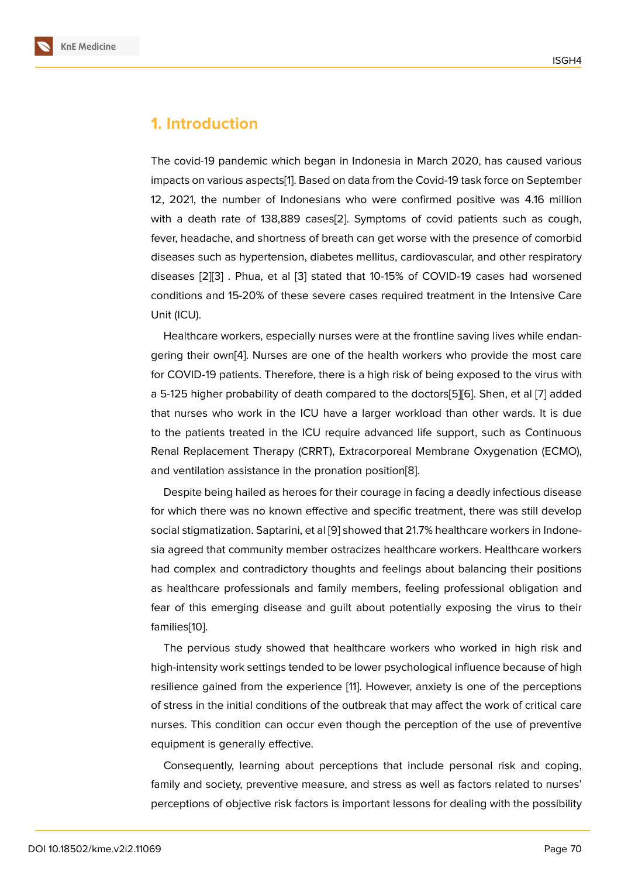## 1. Introduction

The covid-19 pandemic which began in Indonesia in March 2020, has caused various impacts on various aspects[1]. Based on data from the Covid-19 task force on September 12, 2021, the number of Indonesians who were confirmed positive was 4.16 million with a death rate of 138,889 cases[2]. Symptoms of covid patients such as cough, fever, headache, and shortness of breath can get worse with the presence of comorbid diseases such as hypertension, diabetes mellitus, cardiovascular, and other respiratory diseases [2][3] . Phua, et al [3] stated that 10-15% of COVID-19 cases had worsened conditions and 15-20% of these severe cases required treatment in the Intensive Care Unit (ICU).

Healthcare workers, especially nurses were at the frontline saving lives while endangering their own[4]. Nurses are one of the health workers who provide the most care for COVID-19 patients. Therefore, there is a high risk of being exposed to the virus with a 5-125 higher probability of death compared to the doctors[5][6]. Shen, et al [7] added that nurses who work in the ICU have a larger workload than other wards. It is due to the patients treated in the ICU require advanced life support, such as Continuous Renal Replacement Therapy (CRRT), Extracorporeal Membrane Oxygenation (ECMO), and ventilation assistance in the pronation position[8].

Despite being hailed as heroes for their courage in facing a deadly infectious disease for which there was no known effective and specific treatment, there was still develop social stigmatization. Saptarini, et al [9] showed that 21.7% healthcare workers in Indonesia agreed that community member ostracizes healthcare workers. Healthcare workers had complex and contradictory thoughts and feelings about balancing their positions as healthcare professionals and family members, feeling professional obligation and fear of this emerging disease and guilt about potentially exposing the virus to their families[10].

The pervious study showed that healthcare workers who worked in high risk and high-intensity work settings tended to be lower psychological influence because of high resilience gained from the experience [11]. However, anxiety is one of the perceptions of stress in the initial conditions of the outbreak that may affect the work of critical care nurses. This condition can occur even though the perception of the use of preventive equipment is generally effective.

Consequently, learning about perceptions that include personal risk and coping, family and society, preventive measure, and stress as well as factors related to nurses' perceptions of objective risk factors is important lessons for dealing with the possibility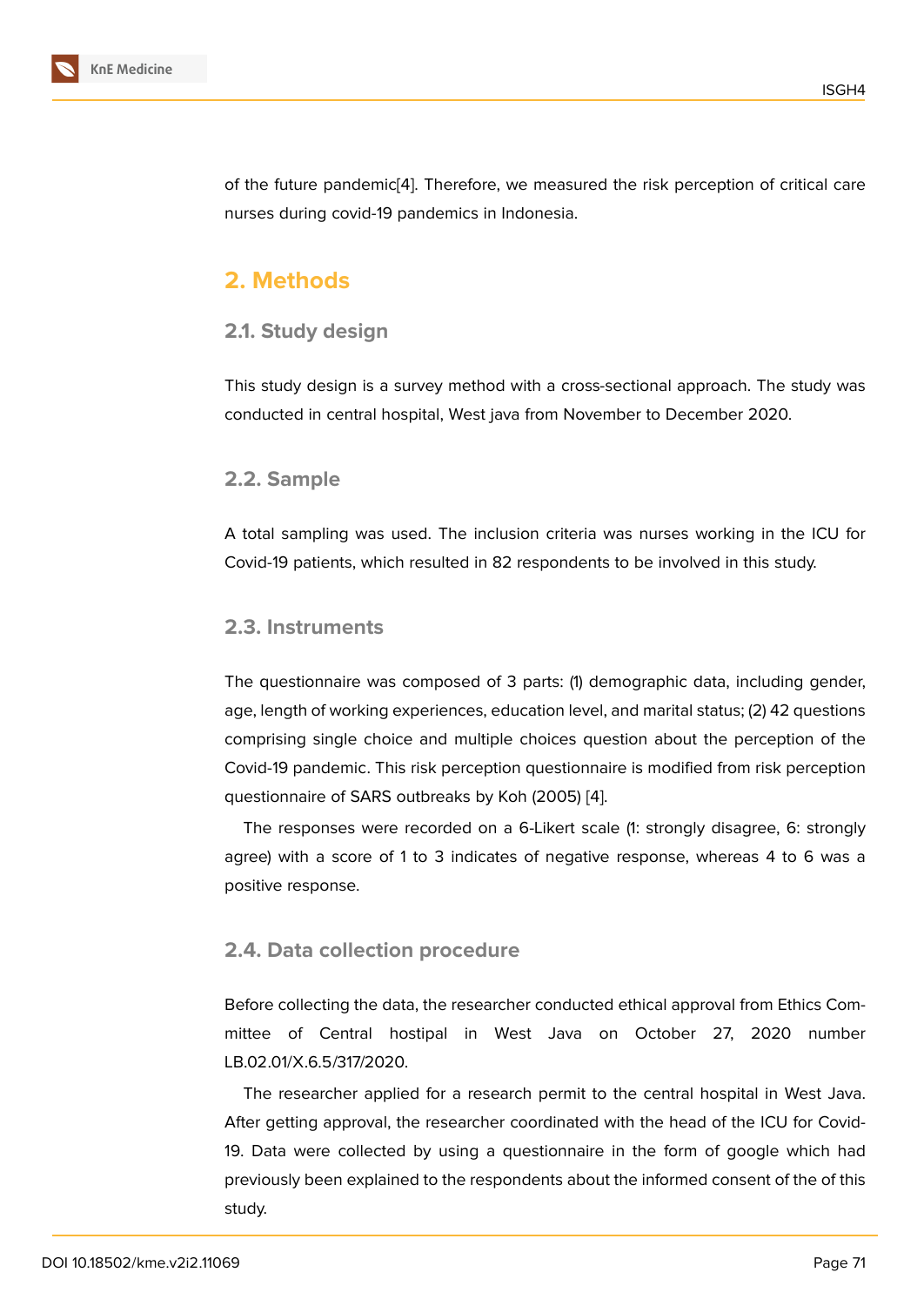of the future pandemic[4]. Therefore, we measured the risk perception of critical care nurses during covid-19 pandemics in Indonesia.

## 2. Methods

### 2.1. Study design

This study design is a survey method with a cross-sectional approach. The study was conducted in central hospital, West java from November to December 2020.

### 2.2. Sample

A total sampling was used. The inclusion criteria was nurses working in the ICU for Covid-19 patients, which resulted in 82 respondents to be involved in this study.

### 2.3. Instruments

The questionnaire was composed of 3 parts: (1) demographic data, including gender, age, length of working experiences, education level, and marital status; (2) 42 questions comprising single choice and multiple choices question about the perception of the Covid-19 pandemic. This risk perception questionnaire is modified from risk perception questionnaire of SARS outbreaks by Koh (2005) [4].

The responses were recorded on a 6-Likert scale (1: strongly disagree, 6: strongly agree) with a score of 1 to 3 indicates of negative response, whereas 4 to 6 was a positive response.

### 2.4. Data collection procedure

Before collecting the data, the researcher conducted ethical approval from Ethics Committee of Central hostipal in West Java on October 27, 2020 number LB.02.01/X.6.5/317/2020.

The researcher applied for a research permit to the central hospital in West Java. After getting approval, the researcher coordinated with the head of the ICU for Covid-19. Data were collected by using a questionnaire in the form of google which had previously been explained to the respondents about the informed consent of the of this study.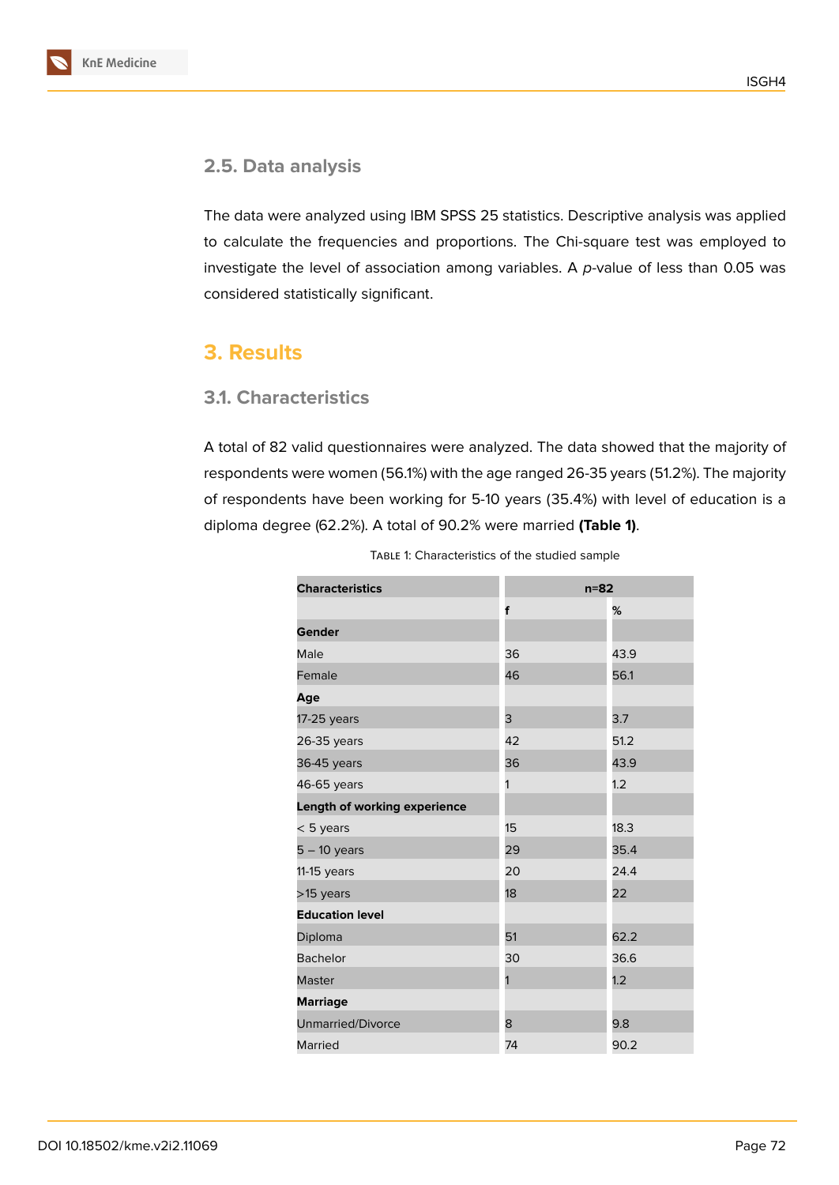## 2.5. Data analysis

The data were analyzed using IBM SPSS 25 statistics. Descriptive analysis was applied to calculate the frequencies and proportions. The Chi-square test was employed to investigate the level of association among variables. A *p*-value of less than 0.05 was considered statistically significant.

# 3. Results

## 3.1. Characteristics

A total of 82 valid questionnaires were analyzed. The data showed that the majority of respondents were women (56.1%) with the age ranged 26-35 years (51.2%). The majority of respondents have been working for 5-10 years (35.4%) with level of education is a diploma degree (62.2%). A total of 90.2% were married **(Table 1)**.

Table 1: Characteristics of the studied sample

| Characteristics | n=82 | |
|---|---|---|
| | f | % |
| **Gender** | | |
| Male | 36 | 43.9 |
| Female | 46 | 56.1 |
| **Age** | | |
| 17-25 years | 3 | 3.7 |
| 26-35 years | 42 | 51.2 |
| 36-45 years | 36 | 43.9 |
| 46-65 years | 1 | 1.2 |
| **Length of working experience** | | |
| < 5 years | 15 | 18.3 |
| 5 – 10 years | 29 | 35.4 |
| 11-15 years | 20 | 24.4 |
| >15 years | 18 | 22 |
| **Education level** | | |
| Diploma | 51 | 62.2 |
| Bachelor | 30 | 36.6 |
| Master | 1 | 1.2 |
| **Marriage** | | |
| Unmarried/Divorce | 8 | 9.8 |
| Married | 74 | 90.2 |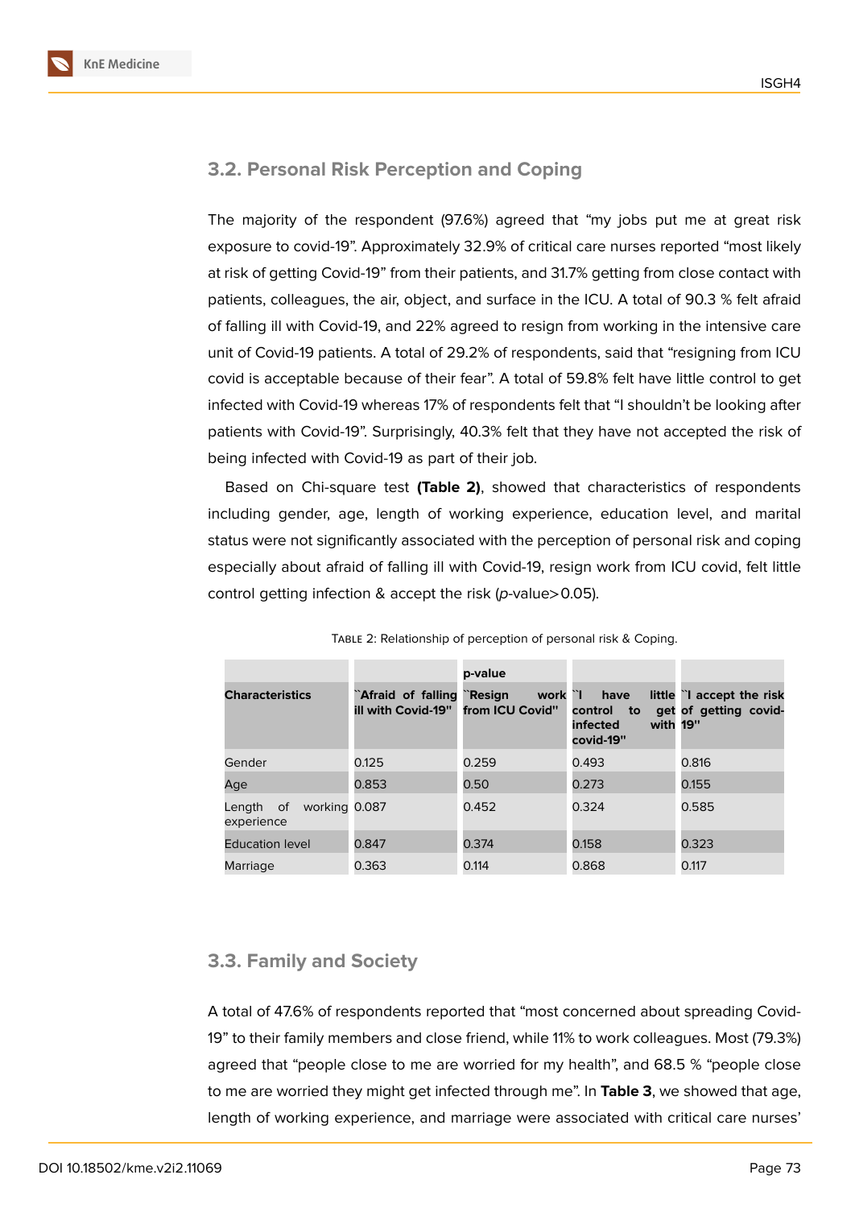### 3.2. Personal Risk Perception and Coping

The majority of the respondent (97.6%) agreed that “my jobs put me at great risk exposure to covid-19”. Approximately 32.9% of critical care nurses reported “most likely at risk of getting Covid-19” from their patients, and 31.7% getting from close contact with patients, colleagues, the air, object, and surface in the ICU. A total of 90.3 % felt afraid of falling ill with Covid-19, and 22% agreed to resign from working in the intensive care unit of Covid-19 patients. A total of 29.2% of respondents, said that “resigning from ICU covid is acceptable because of their fear”. A total of 59.8% felt have little control to get infected with Covid-19 whereas 17% of respondents felt that “I shouldn’t be looking after patients with Covid-19”. Surprisingly, 40.3% felt that they have not accepted the risk of being infected with Covid-19 as part of their job.

Based on Chi-square test **(Table 2)**, showed that characteristics of respondents including gender, age, length of working experience, education level, and marital status were not significantly associated with the perception of personal risk and coping especially about afraid of falling ill with Covid-19, resign work from ICU covid, felt little control getting infection & accept the risk (*p*-value>0.05).

Table 2: Relationship of perception of personal risk & Coping.

| Characteristics | p-value | | | |
|---|---|---|---|---|
| | `Afraid of falling ill with Covid-19" | `Resign work from ICU Covid" | `I have little control to get infected with covid-19" | `I accept the risk of getting covid-19" |
| Gender | 0.125 | 0.259 | 0.493 | 0.816 |
| Age | 0.853 | 0.50 | 0.273 | 0.155 |
| Length of working experience | 0.087 | 0.452 | 0.324 | 0.585 |
| Education level | 0.847 | 0.374 | 0.158 | 0.323 |
| Marriage | 0.363 | 0.114 | 0.868 | 0.117 |

### 3.3. Family and Society

A total of 47.6% of respondents reported that “most concerned about spreading Covid-19” to their family members and close friend, while 11% to work colleagues. Most (79.3%) agreed that “people close to me are worried for my health”, and 68.5 % “people close to me are worried they might get infected through me”. In **Table 3**, we showed that age, length of working experience, and marriage were associated with critical care nurses’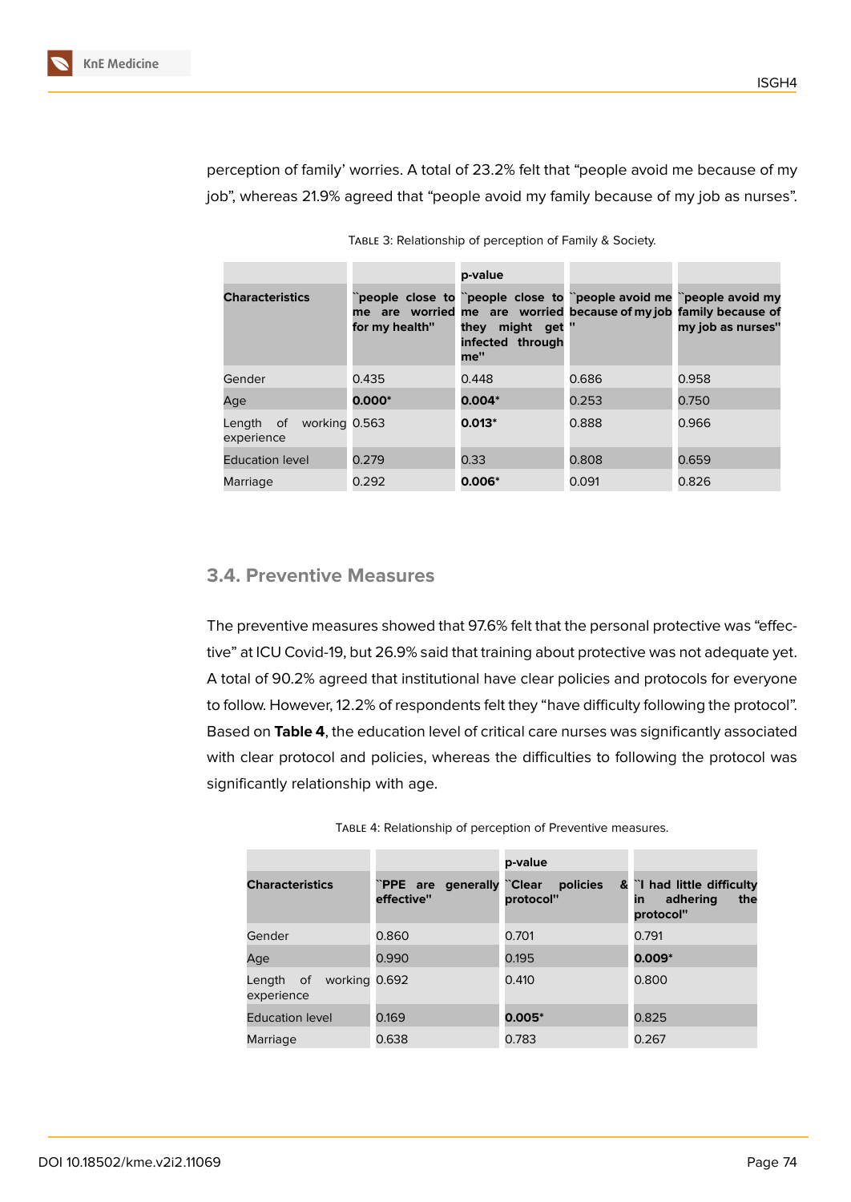perception of family' worries. A total of 23.2% felt that "people avoid me because of my job", whereas 21.9% agreed that "people avoid my family because of my job as nurses".

Table 3: Relationship of perception of Family & Society.

| | p-value | | | |
|---|---|---|---|---|
| **Characteristics** | **"people close to me are worried for my health"** | **"people close to me are worried they might get infected through me"** | **"people avoid me because of my job"** | **"people avoid my family because of my job as nurses"** |
| Gender | 0.435 | 0.448 | 0.686 | 0.958 |
| Age | **0.000*** | **0.004*** | 0.253 | 0.750 |
| Length of working experience | 0.563 | **0.013*** | 0.888 | 0.966 |
| Education level | 0.279 | 0.33 | 0.808 | 0.659 |
| Marriage | 0.292 | **0.006*** | 0.091 | 0.826 |

## 3.4. Preventive Measures

The preventive measures showed that 97.6% felt that the personal protective was "effective" at ICU Covid-19, but 26.9% said that training about protective was not adequate yet. A total of 90.2% agreed that institutional have clear policies and protocols for everyone to follow. However, 12.2% of respondents felt they "have difficulty following the protocol". Based on **Table 4**, the education level of critical care nurses was significantly associated with clear protocol and policies, whereas the difficulties to following the protocol was significantly relationship with age.

Table 4: Relationship of perception of Preventive measures.

| | p-value | | |
|---|---|---|---|
| **Characteristics** | **"PPE are generally effective"** | **"Clear policies & protocol"** | **"I had little difficulty in adhering the protocol"** |
| Gender | 0.860 | 0.701 | 0.791 |
| Age | 0.990 | 0.195 | **0.009*** |
| Length of working experience | 0.692 | 0.410 | 0.800 |
| Education level | 0.169 | **0.005*** | 0.825 |
| Marriage | 0.638 | 0.783 | 0.267 |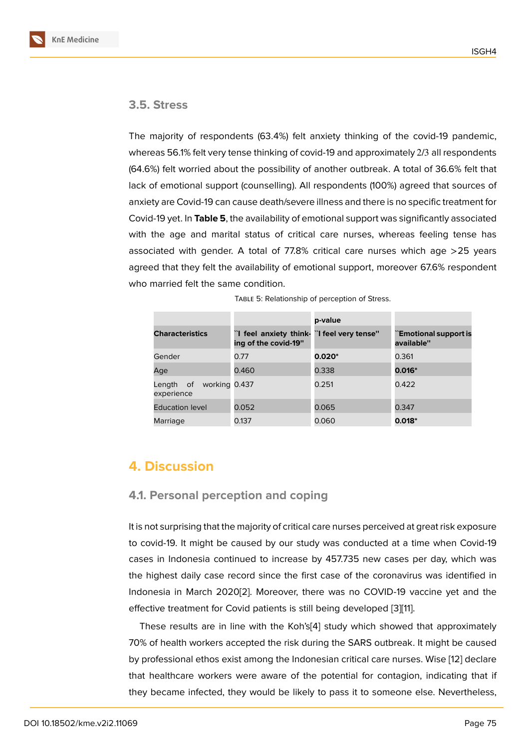### 3.5. Stress

The majority of respondents (63.4%) felt anxiety thinking of the covid-19 pandemic, whereas 56.1% felt very tense thinking of covid-19 and approximately 2/3 all respondents (64.6%) felt worried about the possibility of another outbreak. A total of 36.6% felt that lack of emotional support (counselling). All respondents (100%) agreed that sources of anxiety are Covid-19 can cause death/severe illness and there is no specific treatment for Covid-19 yet. In **Table 5**, the availability of emotional support was significantly associated with the age and marital status of critical care nurses, whereas feeling tense has associated with gender. A total of 77.8% critical care nurses which age >25 years agreed that they felt the availability of emotional support, moreover 67.6% respondent who married felt the same condition.

Table 5: Relationship of perception of Stress.

| Characteristics | | p-value | |
|---|---|---|---|
| | **`I feel anxiety thinking of the covid-19"** | **`I feel very tense"** | **`Emotional support is available"** |
| Gender | 0.77 | **0.020*** | 0.361 |
| Age | 0.460 | 0.338 | **0.016*** |
| Length of working experience | 0.437 | 0.251 | 0.422 |
| Education level | 0.052 | 0.065 | 0.347 |
| Marriage | 0.137 | 0.060 | **0.018*** |

## 4. Discussion

### 4.1. Personal perception and coping

It is not surprising that the majority of critical care nurses perceived at great risk exposure to covid-19. It might be caused by our study was conducted at a time when Covid-19 cases in Indonesia continued to increase by 457.735 new cases per day, which was the highest daily case record since the first case of the coronavirus was identified in Indonesia in March 2020[2]. Moreover, there was no COVID-19 vaccine yet and the effective treatment for Covid patients is still being developed [3][11].

These results are in line with the Koh's[4] study which showed that approximately 70% of health workers accepted the risk during the SARS outbreak. It might be caused by professional ethos exist among the Indonesian critical care nurses. Wise [12] declare that healthcare workers were aware of the potential for contagion, indicating that if they became infected, they would be likely to pass it to someone else. Nevertheless,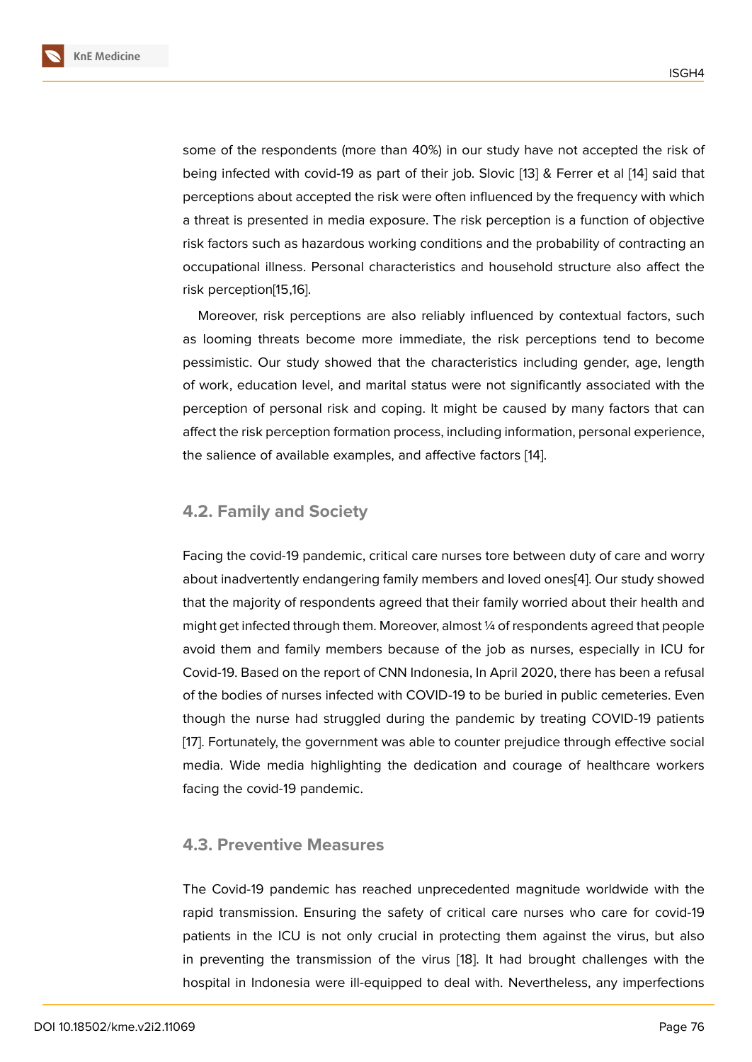some of the respondents (more than 40%) in our study have not accepted the risk of being infected with covid-19 as part of their job. Slovic [13] & Ferrer et al [14] said that perceptions about accepted the risk were often influenced by the frequency with which a threat is presented in media exposure. The risk perception is a function of objective risk factors such as hazardous working conditions and the probability of contracting an occupational illness. Personal characteristics and household structure also affect the risk perception[15,16].

Moreover, risk perceptions are also reliably influenced by contextual factors, such as looming threats become more immediate, the risk perceptions tend to become pessimistic. Our study showed that the characteristics including gender, age, length of work, education level, and marital status were not significantly associated with the perception of personal risk and coping. It might be caused by many factors that can affect the risk perception formation process, including information, personal experience, the salience of available examples, and affective factors [14].

## 4.2. Family and Society

Facing the covid-19 pandemic, critical care nurses tore between duty of care and worry about inadvertently endangering family members and loved ones[4]. Our study showed that the majority of respondents agreed that their family worried about their health and might get infected through them. Moreover, almost ¼ of respondents agreed that people avoid them and family members because of the job as nurses, especially in ICU for Covid-19. Based on the report of CNN Indonesia, In April 2020, there has been a refusal of the bodies of nurses infected with COVID-19 to be buried in public cemeteries. Even though the nurse had struggled during the pandemic by treating COVID-19 patients [17]. Fortunately, the government was able to counter prejudice through effective social media. Wide media highlighting the dedication and courage of healthcare workers facing the covid-19 pandemic.

## 4.3. Preventive Measures

The Covid-19 pandemic has reached unprecedented magnitude worldwide with the rapid transmission. Ensuring the safety of critical care nurses who care for covid-19 patients in the ICU is not only crucial in protecting them against the virus, but also in preventing the transmission of the virus [18]. It had brought challenges with the hospital in Indonesia were ill-equipped to deal with. Nevertheless, any imperfections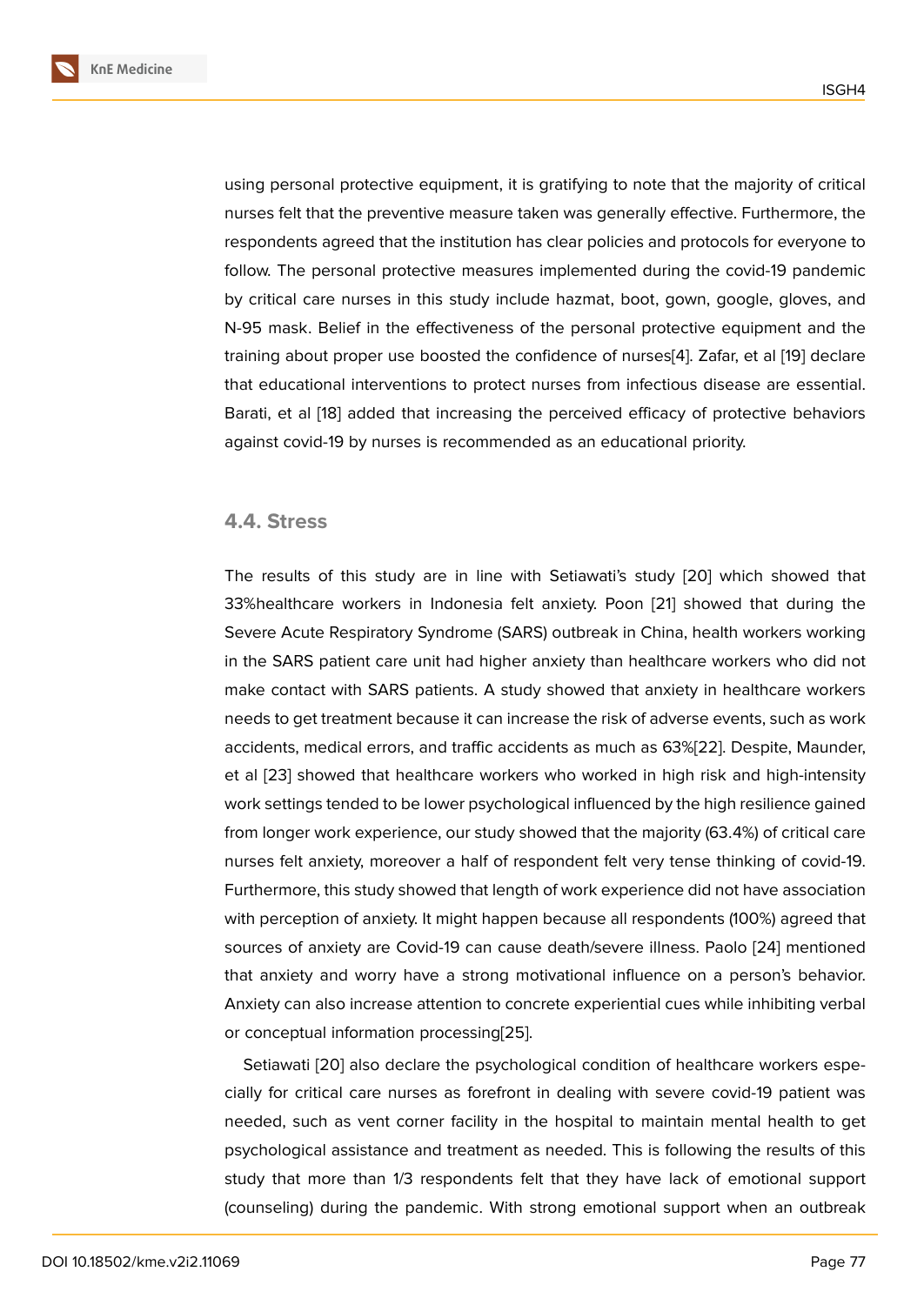using personal protective equipment, it is gratifying to note that the majority of critical nurses felt that the preventive measure taken was generally effective. Furthermore, the respondents agreed that the institution has clear policies and protocols for everyone to follow. The personal protective measures implemented during the covid-19 pandemic by critical care nurses in this study include hazmat, boot, gown, google, gloves, and N-95 mask. Belief in the effectiveness of the personal protective equipment and the training about proper use boosted the confidence of nurses[4]. Zafar, et al [19] declare that educational interventions to protect nurses from infectious disease are essential. Barati, et al [18] added that increasing the perceived efficacy of protective behaviors against covid-19 by nurses is recommended as an educational priority.

## 4.4. Stress

The results of this study are in line with Setiawati's study [20] which showed that 33%healthcare workers in Indonesia felt anxiety. Poon [21] showed that during the Severe Acute Respiratory Syndrome (SARS) outbreak in China, health workers working in the SARS patient care unit had higher anxiety than healthcare workers who did not make contact with SARS patients. A study showed that anxiety in healthcare workers needs to get treatment because it can increase the risk of adverse events, such as work accidents, medical errors, and traffic accidents as much as 63%[22]. Despite, Maunder, et al [23] showed that healthcare workers who worked in high risk and high-intensity work settings tended to be lower psychological influenced by the high resilience gained from longer work experience, our study showed that the majority (63.4%) of critical care nurses felt anxiety, moreover a half of respondent felt very tense thinking of covid-19. Furthermore, this study showed that length of work experience did not have association with perception of anxiety. It might happen because all respondents (100%) agreed that sources of anxiety are Covid-19 can cause death/severe illness. Paolo [24] mentioned that anxiety and worry have a strong motivational influence on a person's behavior. Anxiety can also increase attention to concrete experiential cues while inhibiting verbal or conceptual information processing[25].

Setiawati [20] also declare the psychological condition of healthcare workers especially for critical care nurses as forefront in dealing with severe covid-19 patient was needed, such as vent corner facility in the hospital to maintain mental health to get psychological assistance and treatment as needed. This is following the results of this study that more than 1/3 respondents felt that they have lack of emotional support (counseling) during the pandemic. With strong emotional support when an outbreak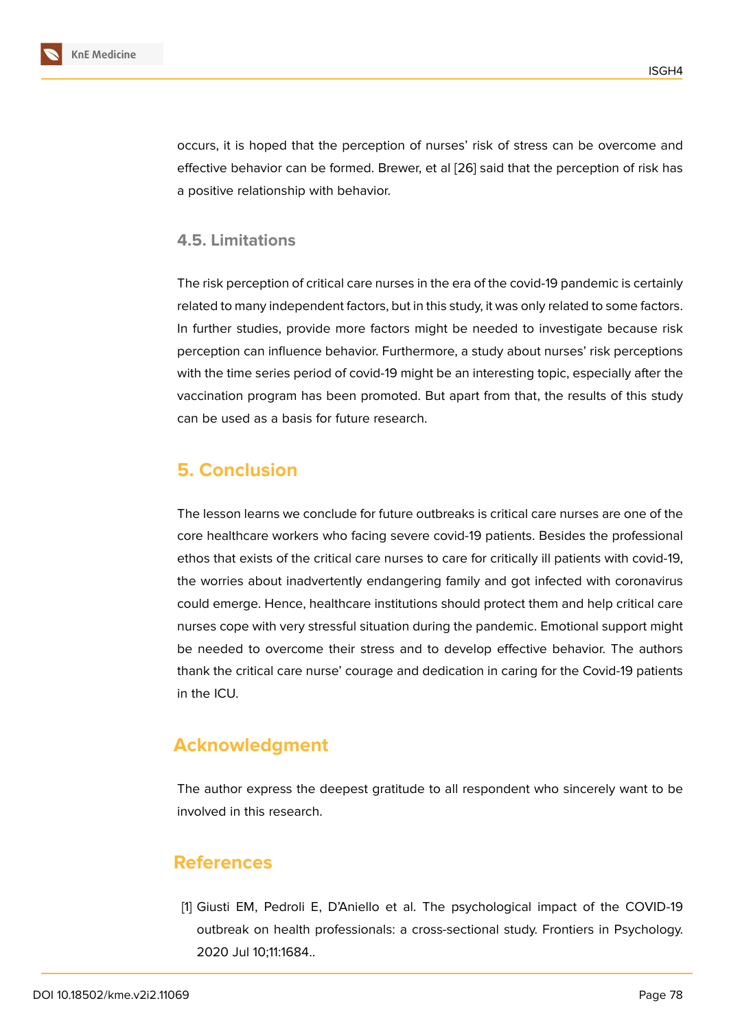occurs, it is hoped that the perception of nurses' risk of stress can be overcome and effective behavior can be formed. Brewer, et al [26] said that the perception of risk has a positive relationship with behavior.

### 4.5. Limitations

The risk perception of critical care nurses in the era of the covid-19 pandemic is certainly related to many independent factors, but in this study, it was only related to some factors. In further studies, provide more factors might be needed to investigate because risk perception can influence behavior. Furthermore, a study about nurses' risk perceptions with the time series period of covid-19 might be an interesting topic, especially after the vaccination program has been promoted. But apart from that, the results of this study can be used as a basis for future research.

## 5. Conclusion

The lesson learns we conclude for future outbreaks is critical care nurses are one of the core healthcare workers who facing severe covid-19 patients. Besides the professional ethos that exists of the critical care nurses to care for critically ill patients with covid-19, the worries about inadvertently endangering family and got infected with coronavirus could emerge. Hence, healthcare institutions should protect them and help critical care nurses cope with very stressful situation during the pandemic. Emotional support might be needed to overcome their stress and to develop effective behavior. The authors thank the critical care nurse' courage and dedication in caring for the Covid-19 patients in the ICU.

## Acknowledgment

The author express the deepest gratitude to all respondent who sincerely want to be involved in this research.

## References

[1] Giusti EM, Pedroli E, D'Aniello et al. The psychological impact of the COVID-19 outbreak on health professionals: a cross-sectional study. Frontiers in Psychology. 2020 Jul 10;11:1684..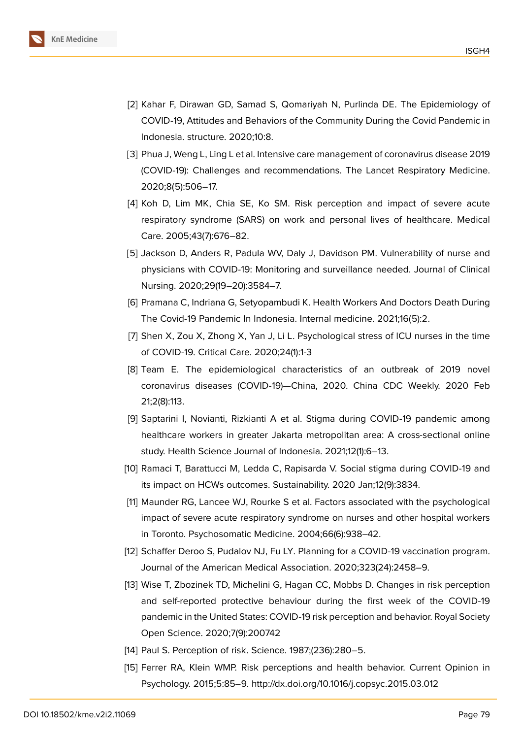[2] Kahar F, Dirawan GD, Samad S, Qomariyah N, Purlinda DE. The Epidemiology of COVID-19, Attitudes and Behaviors of the Community During the Covid Pandemic in Indonesia. structure. 2020;10:8.

[3] Phua J, Weng L, Ling L et al. Intensive care management of coronavirus disease 2019 (COVID-19): Challenges and recommendations. The Lancet Respiratory Medicine. 2020;8(5):506–17.

[4] Koh D, Lim MK, Chia SE, Ko SM. Risk perception and impact of severe acute respiratory syndrome (SARS) on work and personal lives of healthcare. Medical Care. 2005;43(7):676–82.

[5] Jackson D, Anders R, Padula WV, Daly J, Davidson PM. Vulnerability of nurse and physicians with COVID-19: Monitoring and surveillance needed. Journal of Clinical Nursing. 2020;29(19–20):3584–7.

[6] Pramana C, Indriana G, Setyopambudi K. Health Workers And Doctors Death During The Covid-19 Pandemic In Indonesia. Internal medicine. 2021;16(5):2.

[7] Shen X, Zou X, Zhong X, Yan J, Li L. Psychological stress of ICU nurses in the time of COVID-19. Critical Care. 2020;24(1):1-3

[8] Team E. The epidemiological characteristics of an outbreak of 2019 novel coronavirus diseases (COVID-19)—China, 2020. China CDC Weekly. 2020 Feb 21;2(8):113.

[9] Saptarini I, Novianti, Rizkianti A et al. Stigma during COVID-19 pandemic among healthcare workers in greater Jakarta metropolitan area: A cross-sectional online study. Health Science Journal of Indonesia. 2021;12(1):6–13.

[10] Ramaci T, Barattucci M, Ledda C, Rapisarda V. Social stigma during COVID-19 and its impact on HCWs outcomes. Sustainability. 2020 Jan;12(9):3834.

[11] Maunder RG, Lancee WJ, Rourke S et al. Factors associated with the psychological impact of severe acute respiratory syndrome on nurses and other hospital workers in Toronto. Psychosomatic Medicine. 2004;66(6):938–42.

[12] Schaffer Deroo S, Pudalov NJ, Fu LY. Planning for a COVID-19 vaccination program. Journal of the American Medical Association. 2020;323(24):2458–9.

[13] Wise T, Zbozinek TD, Michelini G, Hagan CC, Mobbs D. Changes in risk perception and self-reported protective behaviour during the first week of the COVID-19 pandemic in the United States: COVID-19 risk perception and behavior. Royal Society Open Science. 2020;7(9):200742

[14] Paul S. Perception of risk. Science. 1987;(236):280–5.

[15] Ferrer RA, Klein WMP. Risk perceptions and health behavior. Current Opinion in Psychology. 2015;5:85–9. http://dx.doi.org/10.1016/j.copsyc.2015.03.012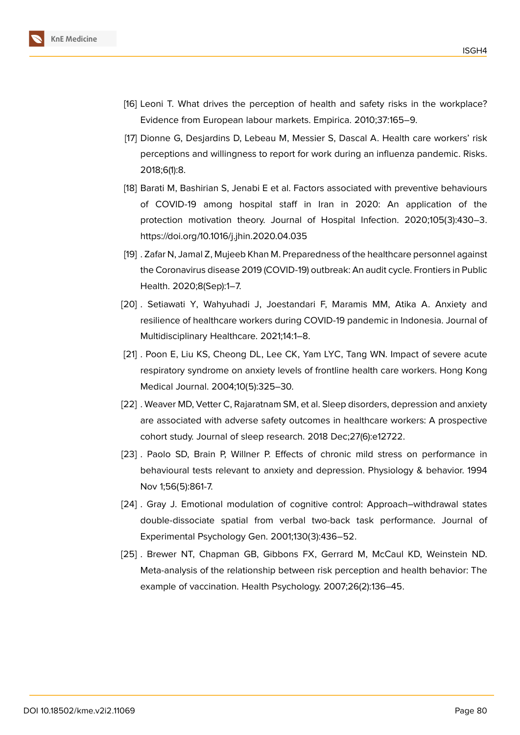[16] Leoni T. What drives the perception of health and safety risks in the workplace? Evidence from European labour markets. Empirica. 2010;37:165–9.

[17] Dionne G, Desjardins D, Lebeau M, Messier S, Dascal A. Health care workers' risk perceptions and willingness to report for work during an influenza pandemic. Risks. 2018;6(1):8.

[18] Barati M, Bashirian S, Jenabi E et al. Factors associated with preventive behaviours of COVID-19 among hospital staff in Iran in 2020: An application of the protection motivation theory. Journal of Hospital Infection. 2020;105(3):430–3. https://doi.org/10.1016/j.jhin.2020.04.035

[19] . Zafar N, Jamal Z, Mujeeb Khan M. Preparedness of the healthcare personnel against the Coronavirus disease 2019 (COVID-19) outbreak: An audit cycle. Frontiers in Public Health. 2020;8(Sep):1–7.

[20] . Setiawati Y, Wahyuhadi J, Joestandari F, Maramis MM, Atika A. Anxiety and resilience of healthcare workers during COVID-19 pandemic in Indonesia. Journal of Multidisciplinary Healthcare. 2021;14:1–8.

[21] . Poon E, Liu KS, Cheong DL, Lee CK, Yam LYC, Tang WN. Impact of severe acute respiratory syndrome on anxiety levels of frontline health care workers. Hong Kong Medical Journal. 2004;10(5):325–30.

[22] . Weaver MD, Vetter C, Rajaratnam SM, et al. Sleep disorders, depression and anxiety are associated with adverse safety outcomes in healthcare workers: A prospective cohort study. Journal of sleep research. 2018 Dec;27(6):e12722.

[23] . Paolo SD, Brain P, Willner P. Effects of chronic mild stress on performance in behavioural tests relevant to anxiety and depression. Physiology & behavior. 1994 Nov 1;56(5):861-7.

[24] . Gray J. Emotional modulation of cognitive control: Approach–withdrawal states double-dissociate spatial from verbal two-back task performance. Journal of Experimental Psychology Gen. 2001;130(3):436–52.

[25] . Brewer NT, Chapman GB, Gibbons FX, Gerrard M, McCaul KD, Weinstein ND. Meta-analysis of the relationship between risk perception and health behavior: The example of vaccination. Health Psychology. 2007;26(2):136–45.